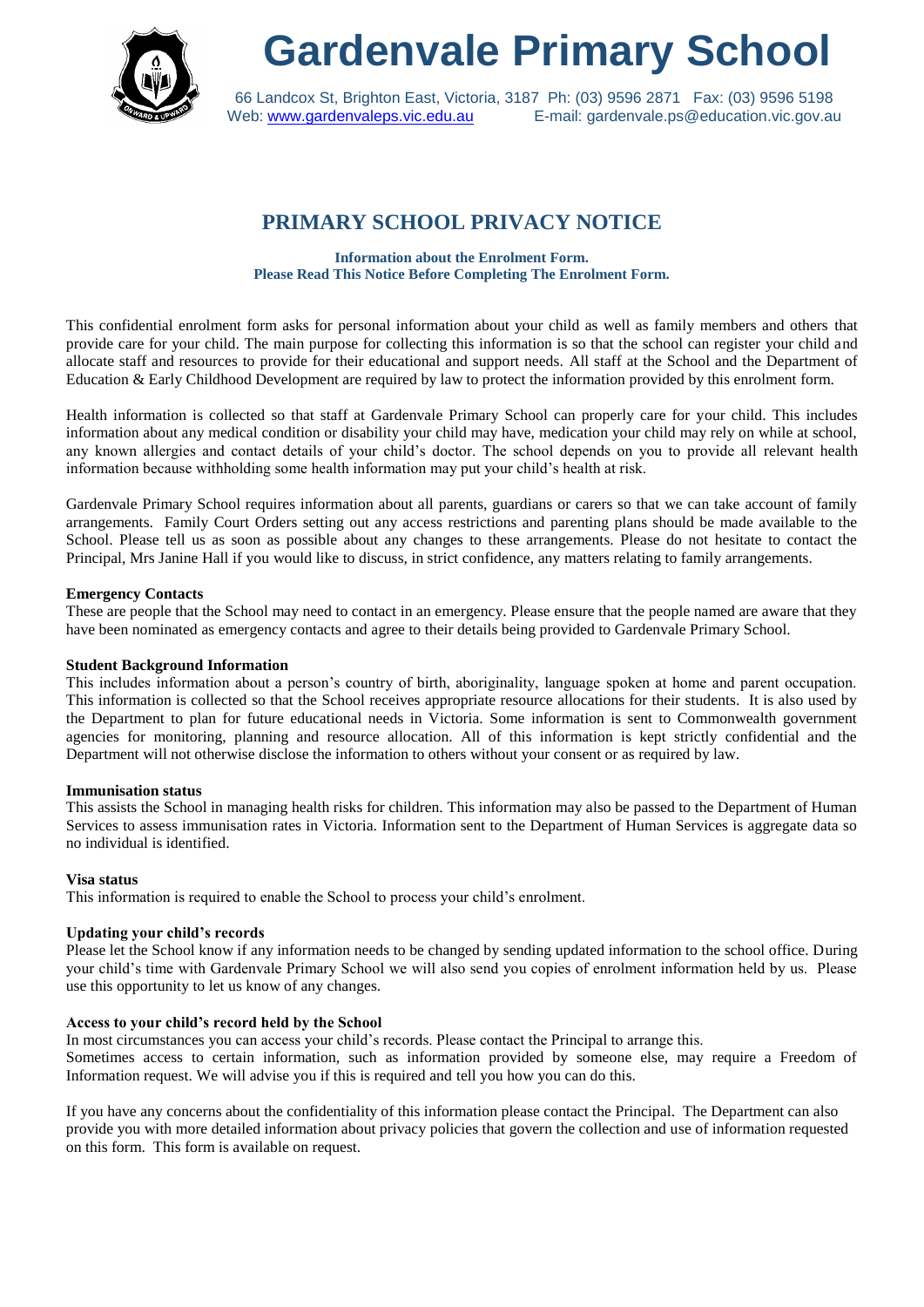# Gardenvale Primary School

66 Landcox St, Brighton East, Victoria, 3187 Ph: (03) 9596 2871 Fax: (03) 9596 5198
Web: www.gardenvaleps.vic.edu.au E-mail: gardenvale.ps@education.vic.gov.au

## PRIMARY SCHOOL PRIVACY NOTICE

**Information about the Enrolment Form.**
**Please Read This Notice Before Completing The Enrolment Form.**

This confidential enrolment form asks for personal information about your child as well as family members and others that provide care for your child. The main purpose for collecting this information is so that the school can register your child and allocate staff and resources to provide for their educational and support needs. All staff at the School and the Department of Education & Early Childhood Development are required by law to protect the information provided by this enrolment form.

Health information is collected so that staff at Gardenvale Primary School can properly care for your child. This includes information about any medical condition or disability your child may have, medication your child may rely on while at school, any known allergies and contact details of your child's doctor. The school depends on you to provide all relevant health information because withholding some health information may put your child's health at risk.

Gardenvale Primary School requires information about all parents, guardians or carers so that we can take account of family arrangements. Family Court Orders setting out any access restrictions and parenting plans should be made available to the School. Please tell us as soon as possible about any changes to these arrangements. Please do not hesitate to contact the Principal, Mrs Janine Hall if you would like to discuss, in strict confidence, any matters relating to family arrangements.

**Emergency Contacts**
These are people that the School may need to contact in an emergency. Please ensure that the people named are aware that they have been nominated as emergency contacts and agree to their details being provided to Gardenvale Primary School.

**Student Background Information**
This includes information about a person's country of birth, aboriginality, language spoken at home and parent occupation. This information is collected so that the School receives appropriate resource allocations for their students. It is also used by the Department to plan for future educational needs in Victoria. Some information is sent to Commonwealth government agencies for monitoring, planning and resource allocation. All of this information is kept strictly confidential and the Department will not otherwise disclose the information to others without your consent or as required by law.

**Immunisation status**
This assists the School in managing health risks for children. This information may also be passed to the Department of Human Services to assess immunisation rates in Victoria. Information sent to the Department of Human Services is aggregate data so no individual is identified.

**Visa status**
This information is required to enable the School to process your child's enrolment.

**Updating your child's records**
Please let the School know if any information needs to be changed by sending updated information to the school office. During your child's time with Gardenvale Primary School we will also send you copies of enrolment information held by us. Please use this opportunity to let us know of any changes.

**Access to your child's record held by the School**
In most circumstances you can access your child's records. Please contact the Principal to arrange this.
Sometimes access to certain information, such as information provided by someone else, may require a Freedom of Information request. We will advise you if this is required and tell you how you can do this.

If you have any concerns about the confidentiality of this information please contact the Principal. The Department can also provide you with more detailed information about privacy policies that govern the collection and use of information requested on this form. This form is available on request.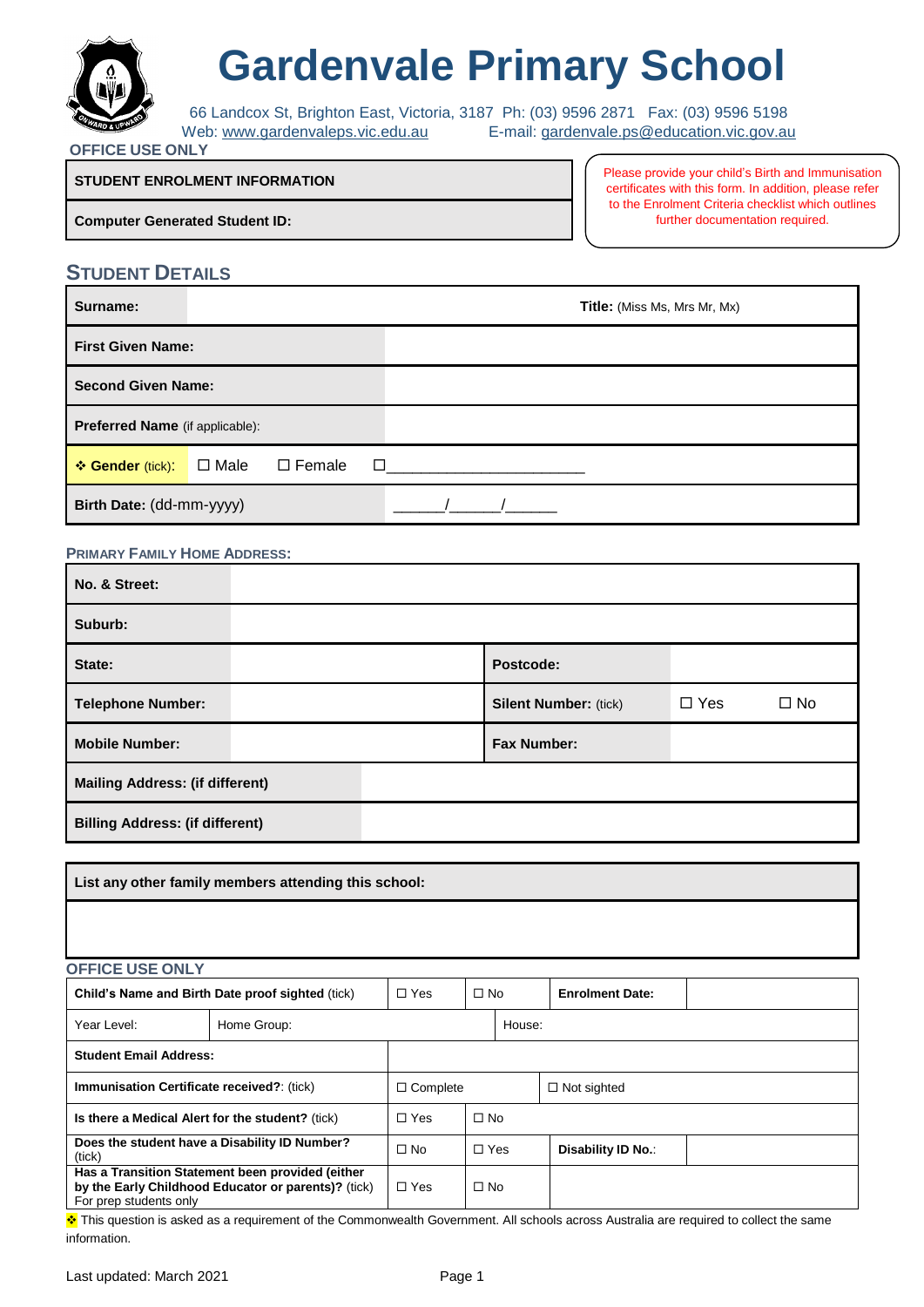# Gardenvale Primary School

66 Landcox St, Brighton East, Victoria, 3187 Ph: (03) 9596 2871 Fax: (03) 9596 5198
Web: www.gardenvaleps.vic.edu.au E-mail: gardenvale.ps@education.vic.gov.au

**OFFICE USE ONLY**

| STUDENT ENROLMENT INFORMATION |
|---|
| **Computer Generated Student ID:** |

Please provide your child's Birth and Immunisation certificates with this form. In addition, please refer to the Enrolment Criteria checklist which outlines further documentation required.

## STUDENT DETAILS

| | |
|---|---|
| **Surname:** | **Title:** (Miss Ms, Mrs Mr, Mx) |
| **First Given Name:** | |
| **Second Given Name:** | |
| **Preferred Name** (if applicable): | |
| ❖ **Gender** (tick): ☐ Male ☐ Female | ☐______________________ |
| **Birth Date:** (dd-mm-yyyy) | _____/_____/_____ |

### PRIMARY FAMILY HOME ADDRESS:

| | | | |
|---|---|---|---|
| **No. & Street:** | | | |
| **Suburb:** | | | |
| **State:** | | **Postcode:** | |
| **Telephone Number:** | | **Silent Number:** (tick) | ☐ Yes ☐ No |
| **Mobile Number:** | | **Fax Number:** | |
| **Mailing Address: (if different)** | | | |
| **Billing Address: (if different)** | | | |

| **List any other family members attending this school:** |
|---|
| |

**OFFICE USE ONLY**

| | | | | |
|---|---|---|---|---|
| **Child's Name and Birth Date proof sighted** (tick) | ☐ Yes | ☐ No | **Enrolment Date:** | |
| Year Level: | Home Group: | | House: | |
| **Student Email Address:** | | | | |
| **Immunisation Certificate received?**: (tick) | ☐ Complete | | ☐ Not sighted | |
| **Is there a Medical Alert for the student?** (tick) | ☐ Yes | ☐ No | | |
| **Does the student have a Disability ID Number?** (tick) | ☐ No | ☐ Yes | **Disability ID No.**: | |
| **Has a Transition Statement been provided (either by the Early Childhood Educator or parents)?** (tick) For prep students only | ☐ Yes | ☐ No | | |

❖ This question is asked as a requirement of the Commonwealth Government. All schools across Australia are required to collect the same information.

Last updated: March 2021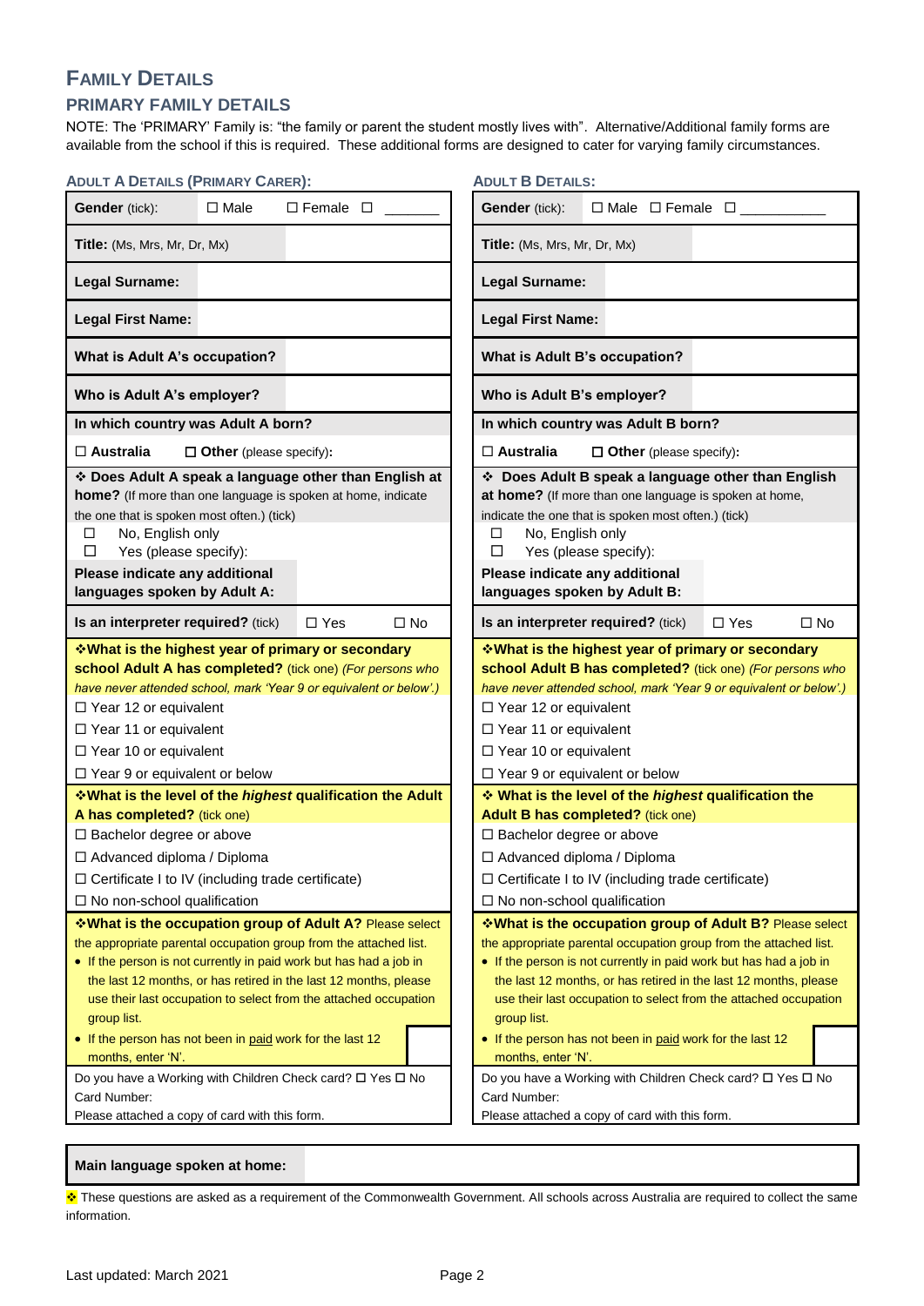# FAMILY DETAILS

## PRIMARY FAMILY DETAILS

NOTE: The 'PRIMARY' Family is: "the family or parent the student mostly lives with". Alternative/Additional family forms are available from the school if this is required. These additional forms are designed to cater for varying family circumstances.

### ADULT A DETAILS (PRIMARY CARER):

| **Gender** (tick): | ☐ Male ☐ Female ☐ _______ |
|---|---|
| **Title:** (Ms, Mrs, Mr, Dr, Mx) | |
| **Legal Surname:** | |
| **Legal First Name:** | |
| **What is Adult A's occupation?** | |
| **Who is Adult A's employer?** | |

**In which country was Adult A born?**

☐ **Australia** ☐ **Other** (please specify):

❖ **Does Adult A speak a language other than English at home?** (If more than one language is spoken at home, indicate the one that is spoken most often.) (tick)

☐ No, English only
☐ Yes (please specify):

| **Please indicate any additional languages spoken by Adult A:** | |
|---|---|

**Is an interpreter required?** (tick) ☐ Yes ☐ No

❖**What is the highest year of primary or secondary school Adult A has completed?** (tick one) *(For persons who have never attended school, mark 'Year 9 or equivalent or below'.)*

☐ Year 12 or equivalent
☐ Year 11 or equivalent
☐ Year 10 or equivalent
☐ Year 9 or equivalent or below

❖**What is the level of the *highest* qualification the Adult A has completed?** (tick one)

☐ Bachelor degree or above
☐ Advanced diploma / Diploma
☐ Certificate I to IV (including trade certificate)
☐ No non-school qualification

❖**What is the occupation group of Adult A?** Please select the appropriate parental occupation group from the attached list.

- If the person is not currently in paid work but has had a job in the last 12 months, or has retired in the last 12 months, please use their last occupation to select from the attached occupation group list.
- If the person has not been in paid work for the last 12 months, enter 'N'.

Do you have a Working with Children Check card? ☐ Yes ☐ No
Card Number:
Please attached a copy of card with this form.

### ADULT B DETAILS:

| **Gender** (tick): | ☐ Male ☐ Female ☐ ___________ |
|---|---|
| **Title:** (Ms, Mrs, Mr, Dr, Mx) | |
| **Legal Surname:** | |
| **Legal First Name:** | |
| **What is Adult B's occupation?** | |
| **Who is Adult B's employer?** | |

**In which country was Adult B born?**

☐ **Australia** ☐ **Other** (please specify):

❖ **Does Adult B speak a language other than English at home?** (If more than one language is spoken at home, indicate the one that is spoken most often.) (tick)

☐ No, English only
☐ Yes (please specify):

| **Please indicate any additional languages spoken by Adult B:** | |
|---|---|

**Is an interpreter required?** (tick) ☐ Yes ☐ No

❖**What is the highest year of primary or secondary school Adult B has completed?** (tick one) *(For persons who have never attended school, mark 'Year 9 or equivalent or below'.)*

☐ Year 12 or equivalent
☐ Year 11 or equivalent
☐ Year 10 or equivalent
☐ Year 9 or equivalent or below

❖ **What is the level of the *highest* qualification the Adult B has completed?** (tick one)

☐ Bachelor degree or above
☐ Advanced diploma / Diploma
☐ Certificate I to IV (including trade certificate)
☐ No non-school qualification

❖**What is the occupation group of Adult B?** Please select the appropriate parental occupation group from the attached list.

- If the person is not currently in paid work but has had a job in the last 12 months, or has retired in the last 12 months, please use their last occupation to select from the attached occupation group list.
- If the person has not been in paid work for the last 12 months, enter 'N'.

Do you have a Working with Children Check card? ☐ Yes ☐ No
Card Number:
Please attached a copy of card with this form.

| **Main language spoken at home:** | |
|---|---|

❖ These questions are asked as a requirement of the Commonwealth Government. All schools across Australia are required to collect the same information.

Last updated: March 2021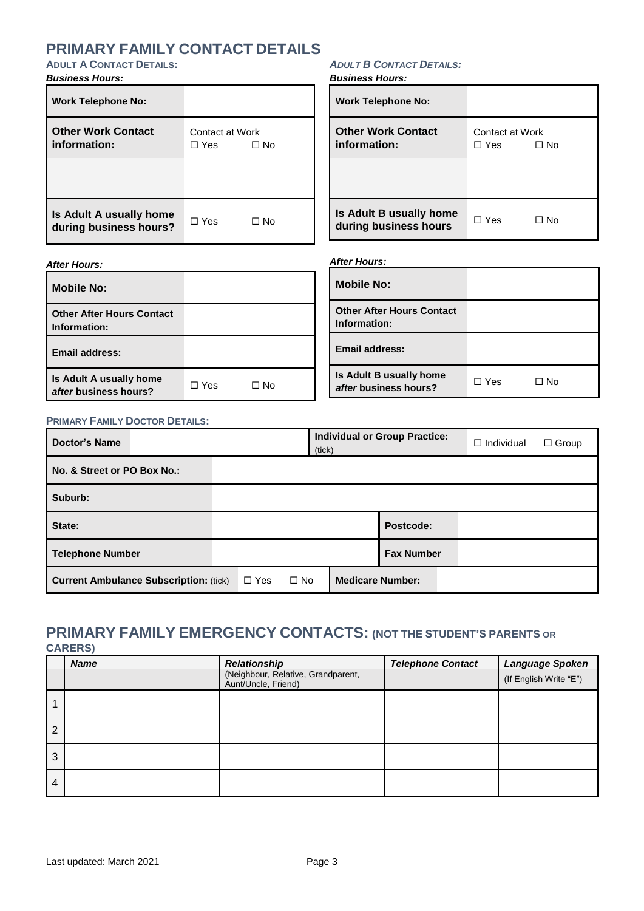# PRIMARY FAMILY CONTACT DETAILS

## ADULT A CONTACT DETAILS:

***Business Hours:***

| **Work Telephone No:** | |
|---|---|
| **Other Work Contact information:** | Contact at Work ☐ Yes ☐ No |
| | |
| **Is Adult A usually home during business hours?** | ☐ Yes ☐ No |

***After Hours:***

| **Mobile No:** | |
|---|---|
| **Other After Hours Contact Information:** | |
| **Email address:** | |
| **Is Adult A usually home *after* business hours?** | ☐ Yes ☐ No |

## *ADULT B CONTACT DETAILS:*

***Business Hours:***

| **Work Telephone No:** | |
|---|---|
| **Other Work Contact information:** | Contact at Work ☐ Yes ☐ No |
| | |
| **Is Adult B usually home during business hours** | ☐ Yes ☐ No |

***After Hours:***

| **Mobile No:** | |
|---|---|
| **Other After Hours Contact Information:** | |
| **Email address:** | |
| **Is Adult B usually home *after* business hours?** | ☐ Yes ☐ No |

## PRIMARY FAMILY DOCTOR DETAILS:

| **Doctor's Name** | | **Individual or Group Practice:** (tick) | ☐ Individual ☐ Group |
|---|---|---|---|
| **No. & Street or PO Box No.:** | | | |
| **Suburb:** | | | |
| **State:** | | **Postcode:** | |
| **Telephone Number** | | **Fax Number** | |
| **Current Ambulance Subscription:** (tick) | ☐ Yes ☐ No | **Medicare Number:** | |

# PRIMARY FAMILY EMERGENCY CONTACTS: (NOT THE STUDENT'S PARENTS OR CARERS)

| | ***Name*** | ***Relationship*** (Neighbour, Relative, Grandparent, Aunt/Uncle, Friend) | ***Telephone Contact*** | ***Language Spoken*** (If English Write "E") |
|---|---|---|---|---|
| 1 | | | | |
| 2 | | | | |
| 3 | | | | |
| 4 | | | | |

Last updated: March 2021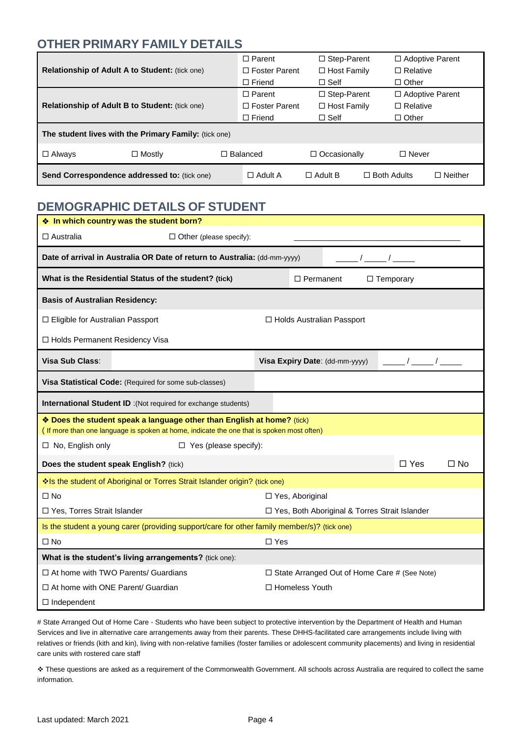## OTHER PRIMARY FAMILY DETAILS

| | | | |
|---|---|---|---|
| **Relationship of Adult A to Student:** (tick one) | ☐ Parent<br>☐ Foster Parent<br>☐ Friend | ☐ Step-Parent<br>☐ Host Family<br>☐ Self | ☐ Adoptive Parent<br>☐ Relative<br>☐ Other |
| **Relationship of Adult B to Student:** (tick one) | ☐ Parent<br>☐ Foster Parent<br>☐ Friend | ☐ Step-Parent<br>☐ Host Family<br>☐ Self | ☐ Adoptive Parent<br>☐ Relative<br>☐ Other |

**The student lives with the Primary Family:** (tick one)

| | | | | |
|---|---|---|---|---|
| ☐ Always | ☐ Mostly | ☐ Balanced | ☐ Occasionally | ☐ Never |

| | | | | |
|---|---|---|---|---|
| **Send Correspondence addressed to:** (tick one) | ☐ Adult A | ☐ Adult B | ☐ Both Adults | ☐ Neither |

## DEMOGRAPHIC DETAILS OF STUDENT

**❖ In which country was the student born?**

☐ Australia ☐ Other (please specify): ______________________________

**Date of arrival in Australia OR Date of return to Australia:** (dd-mm-yyyy) _____ / _____ / _____

**What is the Residential Status of the student? (tick)** ☐ Permanent ☐ Temporary

**Basis of Australian Residency:**

☐ Eligible for Australian Passport ☐ Holds Australian Passport

☐ Holds Permanent Residency Visa

| | | | |
|---|---|---|---|
| **Visa Sub Class**: | | **Visa Expiry Date**: (dd-mm-yyyy) | _____ / _____ / _____ |
| **Visa Statistical Code:** (Required for some sub-classes) | | | |
| **International Student ID** :(Not required for exchange students) | | | |

**❖ Does the student speak a language other than English at home?** (tick)
( If more than one language is spoken at home, indicate the one that is spoken most often)

☐ No, English only ☐ Yes (please specify):

**Does the student speak English?** (tick) ☐ Yes ☐ No

❖Is the student of Aboriginal or Torres Strait Islander origin? (tick one)

| | |
|---|---|
| ☐ No | ☐ Yes, Aboriginal |
| ☐ Yes, Torres Strait Islander | ☐ Yes, Both Aboriginal & Torres Strait Islander |

Is the student a young carer (providing support/care for other family member/s)? (tick one)

☐ No ☐ Yes

**What is the student's living arrangements?** (tick one):

| | |
|---|---|
| ☐ At home with TWO Parents/ Guardians | ☐ State Arranged Out of Home Care # (See Note) |
| ☐ At home with ONE Parent/ Guardian | ☐ Homeless Youth |
| ☐ Independent | |

# State Arranged Out of Home Care - Students who have been subject to protective intervention by the Department of Health and Human Services and live in alternative care arrangements away from their parents. These DHHS-facilitated care arrangements include living with relatives or friends (kith and kin), living with non-relative families (foster families or adolescent community placements) and living in residential care units with rostered care staff

❖ These questions are asked as a requirement of the Commonwealth Government. All schools across Australia are required to collect the same information.

Last updated: March 2021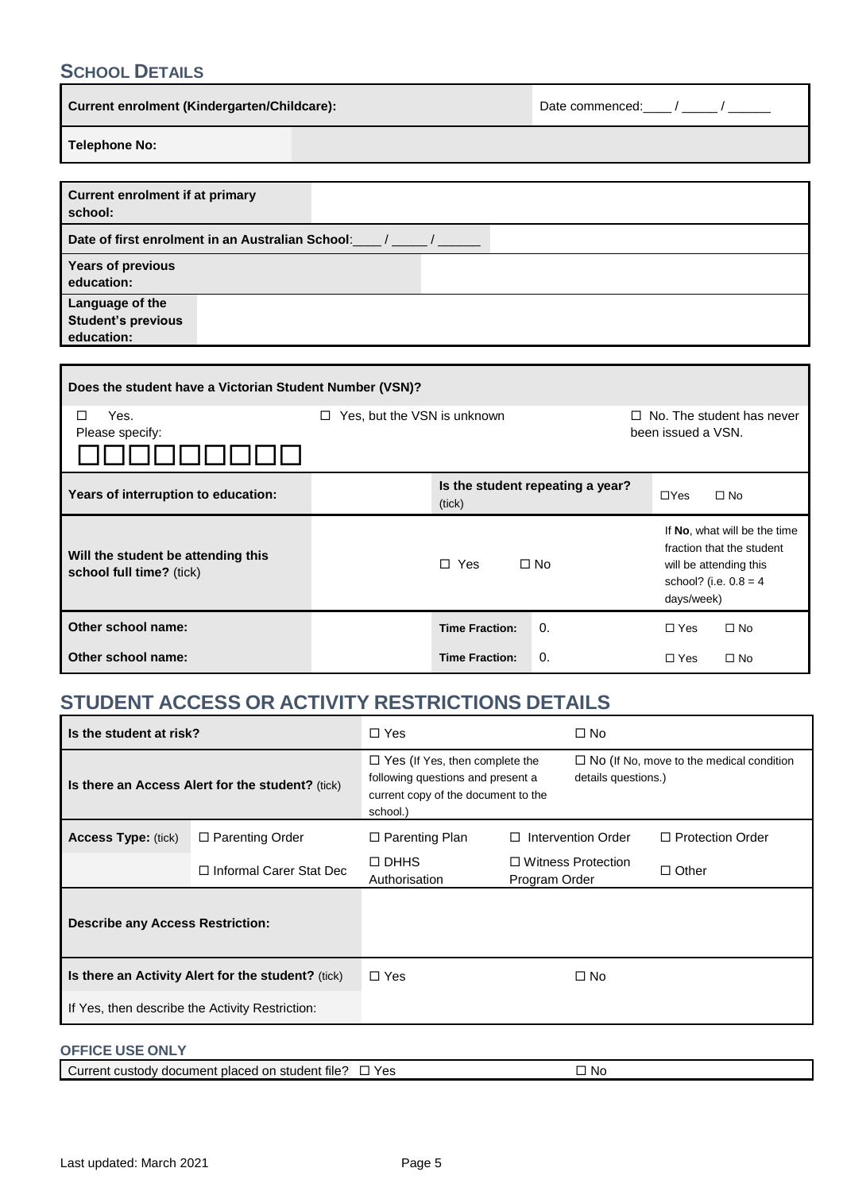## SCHOOL DETAILS

| **Current enrolment (Kindergarten/Childcare):** | Date commenced:____ / _____ / ______ |
|---|---|
| **Telephone No:** | |

| **Current enrolment if at primary school:** | |
|---|---|
| **Date of first enrolment in an Australian School**:____ / _____ / ______ | |
| **Years of previous education:** | |
| **Language of the Student's previous education:** | |

| **Does the student have a Victorian Student Number (VSN)?** | | | | |
|---|---|---|---|---|
| ☐ Yes. Please specify: ☐☐☐☐☐☐☐☐☐ | ☐ Yes, but the VSN is unknown | | ☐ No. The student has never been issued a VSN. | |
| **Years of interruption to education:** | | **Is the student repeating a year?** (tick) | ☐Yes ☐ No | |
| **Will the student be attending this school full time?** (tick) | | ☐ Yes ☐ No | If **No**, what will be the time fraction that the student will be attending this school? (i.e. 0.8 = 4 days/week) | |
| **Other school name:** | | **Time Fraction:** | 0. | ☐ Yes ☐ No |
| **Other school name:** | | **Time Fraction:** | 0. | ☐ Yes ☐ No |

## STUDENT ACCESS OR ACTIVITY RESTRICTIONS DETAILS

| **Is the student at risk?** | | ☐ Yes | ☐ No | |
|---|---|---|---|---|
| **Is there an Access Alert for the student?** (tick) | | ☐ Yes (If Yes, then complete the following questions and present a current copy of the document to the school.) | ☐ No (If No, move to the medical condition details questions.) | |
| **Access Type:** (tick) | ☐ Parenting Order | ☐ Parenting Plan | ☐ Intervention Order | ☐ Protection Order |
| | ☐ Informal Carer Stat Dec | ☐ DHHS Authorisation | ☐ Witness Protection Program Order | ☐ Other |
| **Describe any Access Restriction:** | | | | |
| **Is there an Activity Alert for the student?** (tick) | | ☐ Yes | ☐ No | |
| If Yes, then describe the Activity Restriction: | | | | |

**OFFICE USE ONLY**

| Current custody document placed on student file? ☐ Yes | ☐ No |
|---|---|

Last updated: March 2021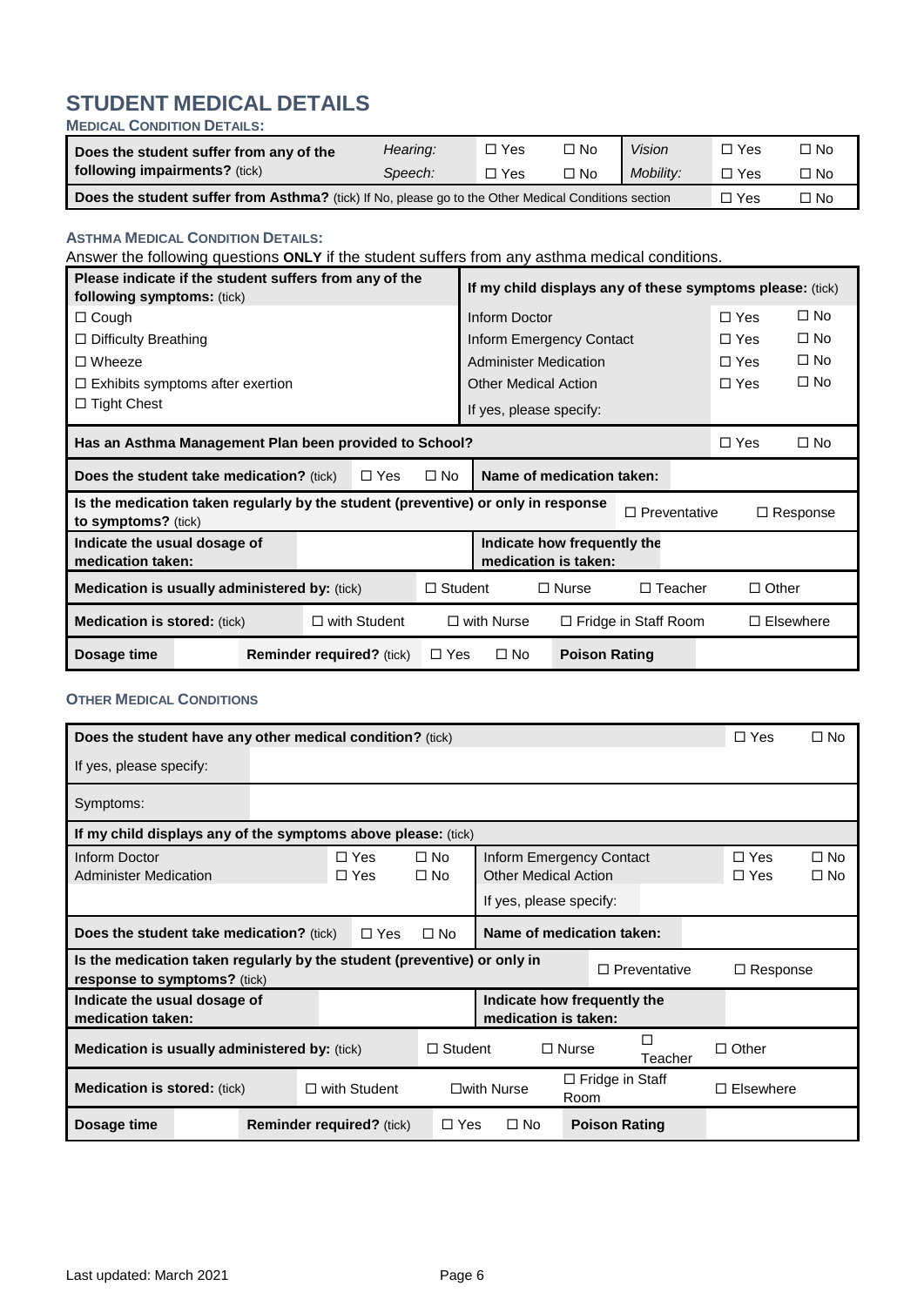# STUDENT MEDICAL DETAILS

**MEDICAL CONDITION DETAILS:**

| **Does the student suffer from any of the following impairments?** (tick) | *Hearing:* | ☐ Yes | ☐ No | *Vision* | ☐ Yes | ☐ No |
|---|---|---|---|---|---|---|
| | *Speech:* | ☐ Yes | ☐ No | *Mobility:* | ☐ Yes | ☐ No |
| **Does the student suffer from Asthma?** (tick) If No, please go to the Other Medical Conditions section | | | | | ☐ Yes | ☐ No |

**ASTHMA MEDICAL CONDITION DETAILS:**

Answer the following questions **ONLY** if the student suffers from any asthma medical conditions.

| **Please indicate if the student suffers from any of the following symptoms:** (tick) | **If my child displays any of these symptoms please:** (tick) | | |
|---|---|---|---|
| ☐ Cough | Inform Doctor | ☐ Yes | ☐ No |
| ☐ Difficulty Breathing | Inform Emergency Contact | ☐ Yes | ☐ No |
| ☐ Wheeze | Administer Medication | ☐ Yes | ☐ No |
| ☐ Exhibits symptoms after exertion | Other Medical Action | ☐ Yes | ☐ No |
| ☐ Tight Chest | If yes, please specify: | | |

| **Has an Asthma Management Plan been provided to School?** | | | | | | | ☐ Yes | ☐ No |
|---|---|---|---|---|---|---|---|---|
| **Does the student take medication?** (tick) | | ☐ Yes | ☐ No | **Name of medication taken:** | | | | |
| **Is the medication taken regularly by the student (preventive) or only in response to symptoms?** (tick) | | | | | | ☐ Preventative | | ☐ Response |
| **Indicate the usual dosage of medication taken:** | | | | **Indicate how frequently the medication is taken:** | | | | |
| **Medication is usually administered by:** (tick) | | | ☐ Student | | ☐ Nurse | ☐ Teacher | | ☐ Other |
| **Medication is stored:** (tick) | | ☐ with Student | | ☐ with Nurse | ☐ Fridge in Staff Room | | | ☐ Elsewhere |
| **Dosage time** | | **Reminder required?** (tick) | ☐ Yes | ☐ No | **Poison Rating** | | | |

**OTHER MEDICAL CONDITIONS**

| **Does the student have any other medical condition?** (tick) | | | | | | ☐ Yes | ☐ No |
|---|---|---|---|---|---|---|---|
| If yes, please specify: | | | | | | | |
| Symptoms: | | | | | | | |
| **If my child displays any of the symptoms above please:** (tick) | | | | | | | |
| Inform Doctor | ☐ Yes | ☐ No | Inform Emergency Contact | | | ☐ Yes | ☐ No |
| Administer Medication | ☐ Yes | ☐ No | Other Medical Action | | | ☐ Yes | ☐ No |
| | | | If yes, please specify: | | | | |

| **Does the student take medication?** (tick) | | ☐ Yes | ☐ No | **Name of medication taken:** | | | | |
|---|---|---|---|---|---|---|---|---|
| **Is the medication taken regularly by the student (preventive) or only in response to symptoms?** (tick) | | | | | | ☐ Preventative | | ☐ Response |
| **Indicate the usual dosage of medication taken:** | | | | **Indicate how frequently the medication is taken:** | | | | |
| **Medication is usually administered by:** (tick) | | | ☐ Student | | ☐ Nurse | ☐ Teacher | | ☐ Other |
| **Medication is stored:** (tick) | | ☐ with Student | | ☐with Nurse | ☐ Fridge in Staff Room | | | ☐ Elsewhere |
| **Dosage time** | | **Reminder required?** (tick) | ☐ Yes | ☐ No | **Poison Rating** | | | |

Last updated: March 2021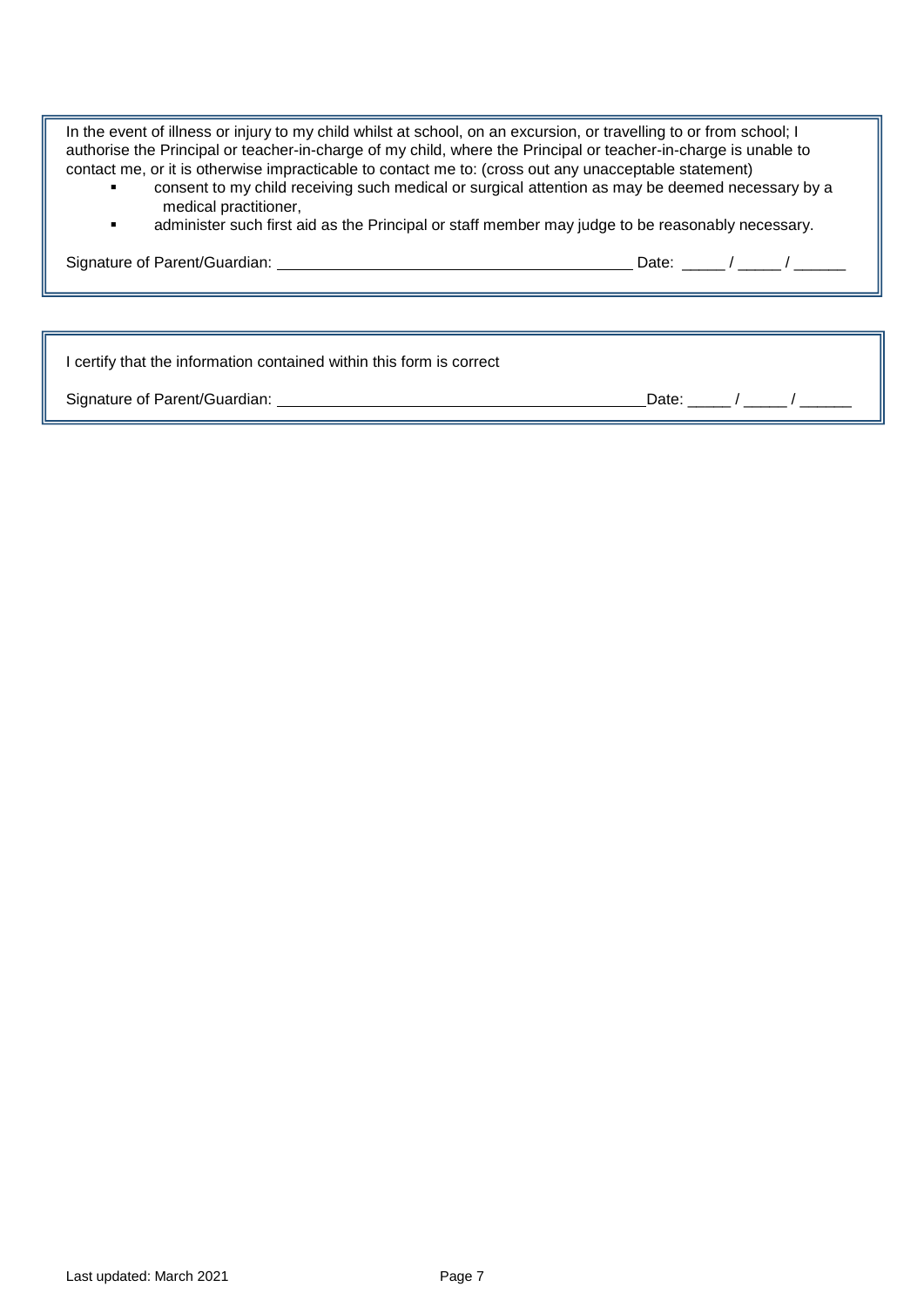In the event of illness or injury to my child whilst at school, on an excursion, or travelling to or from school; I authorise the Principal or teacher-in-charge of my child, where the Principal or teacher-in-charge is unable to contact me, or it is otherwise impracticable to contact me to: (cross out any unacceptable statement)

- consent to my child receiving such medical or surgical attention as may be deemed necessary by a medical practitioner,
- administer such first aid as the Principal or staff member may judge to be reasonably necessary.

Signature of Parent/Guardian: ________________________________________ Date: _____ / _____ / ______

I certify that the information contained within this form is correct

Signature of Parent/Guardian: ____________________________________________ Date: _____ / _____ / ______

Last updated: March 2021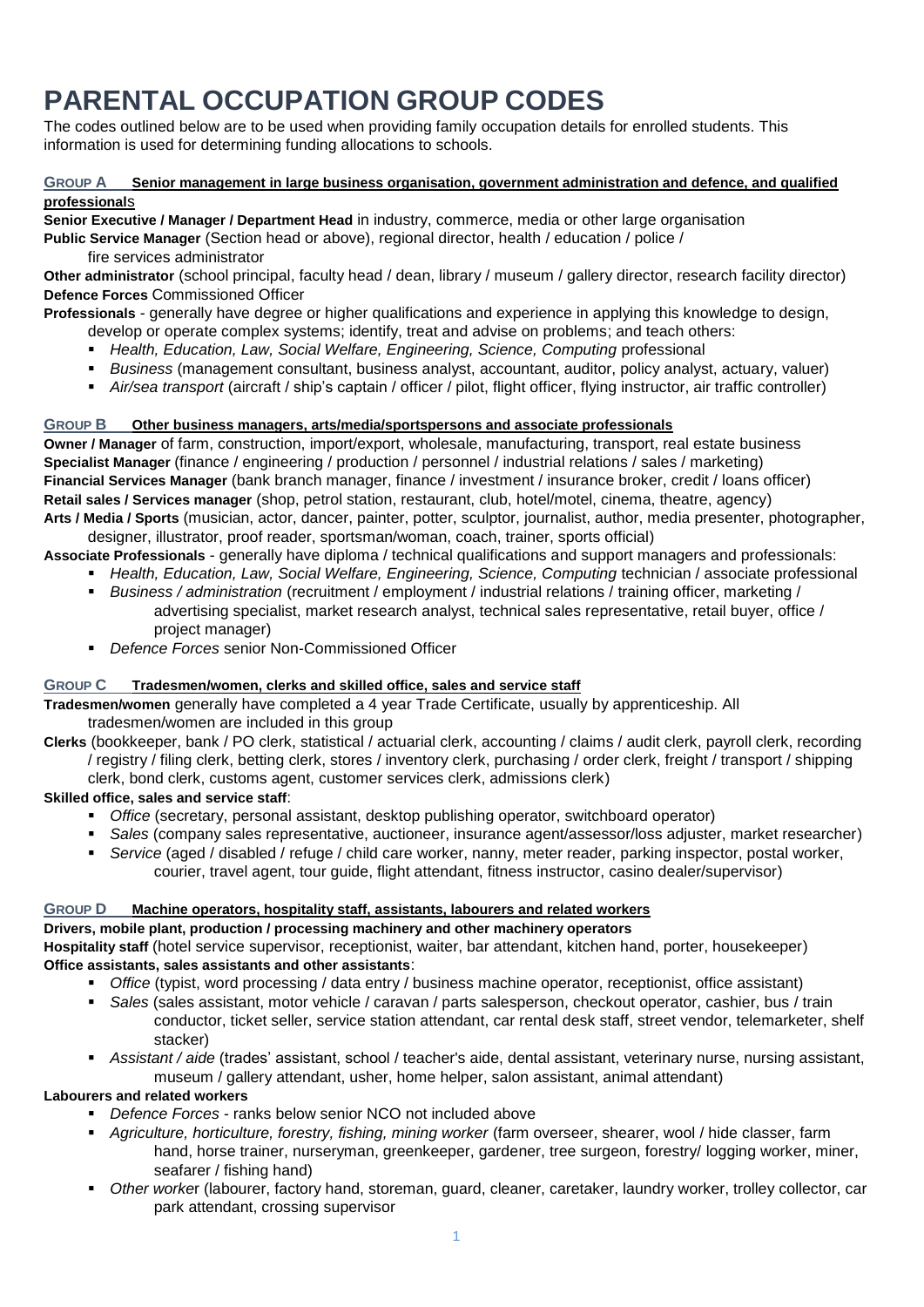# PARENTAL OCCUPATION GROUP CODES

The codes outlined below are to be used when providing family occupation details for enrolled students. This information is used for determining funding allocations to schools.

### GROUP A Senior management in large business organisation, government administration and defence, and qualified professionals

**Senior Executive / Manager / Department Head** in industry, commerce, media or other large organisation
**Public Service Manager** (Section head or above), regional director, health / education / police / fire services administrator
**Other administrator** (school principal, faculty head / dean, library / museum / gallery director, research facility director)
**Defence Forces** Commissioned Officer
**Professionals** - generally have degree or higher qualifications and experience in applying this knowledge to design, develop or operate complex systems; identify, treat and advise on problems; and teach others:

- *Health, Education, Law, Social Welfare, Engineering, Science, Computing* professional
- *Business* (management consultant, business analyst, accountant, auditor, policy analyst, actuary, valuer)
- *Air/sea transport* (aircraft / ship's captain / officer / pilot, flight officer, flying instructor, air traffic controller)

### GROUP B Other business managers, arts/media/sportspersons and associate professionals

**Owner / Manager** of farm, construction, import/export, wholesale, manufacturing, transport, real estate business
**Specialist Manager** (finance / engineering / production / personnel / industrial relations / sales / marketing)
**Financial Services Manager** (bank branch manager, finance / investment / insurance broker, credit / loans officer)
**Retail sales / Services manager** (shop, petrol station, restaurant, club, hotel/motel, cinema, theatre, agency)
**Arts / Media / Sports** (musician, actor, dancer, painter, potter, sculptor, journalist, author, media presenter, photographer, designer, illustrator, proof reader, sportsman/woman, coach, trainer, sports official)
**Associate Professionals** - generally have diploma / technical qualifications and support managers and professionals:

- *Health, Education, Law, Social Welfare, Engineering, Science, Computing* technician / associate professional
- *Business / administration* (recruitment / employment / industrial relations / training officer, marketing / advertising specialist, market research analyst, technical sales representative, retail buyer, office / project manager)
- *Defence Forces* senior Non-Commissioned Officer

### GROUP C Tradesmen/women, clerks and skilled office, sales and service staff

**Tradesmen/women** generally have completed a 4 year Trade Certificate, usually by apprenticeship. All tradesmen/women are included in this group
**Clerks** (bookkeeper, bank / PO clerk, statistical / actuarial clerk, accounting / claims / audit clerk, payroll clerk, recording / registry / filing clerk, betting clerk, stores / inventory clerk, purchasing / order clerk, freight / transport / shipping clerk, bond clerk, customs agent, customer services clerk, admissions clerk)
**Skilled office, sales and service staff**:

- *Office* (secretary, personal assistant, desktop publishing operator, switchboard operator)
- *Sales* (company sales representative, auctioneer, insurance agent/assessor/loss adjuster, market researcher)
- *Service* (aged / disabled / refuge / child care worker, nanny, meter reader, parking inspector, postal worker, courier, travel agent, tour guide, flight attendant, fitness instructor, casino dealer/supervisor)

### GROUP D Machine operators, hospitality staff, assistants, labourers and related workers

**Drivers, mobile plant, production / processing machinery and other machinery operators**
**Hospitality staff** (hotel service supervisor, receptionist, waiter, bar attendant, kitchen hand, porter, housekeeper)
**Office assistants, sales assistants and other assistants**:

- *Office* (typist, word processing / data entry / business machine operator, receptionist, office assistant)
- *Sales* (sales assistant, motor vehicle / caravan / parts salesperson, checkout operator, cashier, bus / train conductor, ticket seller, service station attendant, car rental desk staff, street vendor, telemarketer, shelf stacker)
- *Assistant / aide* (trades' assistant, school / teacher's aide, dental assistant, veterinary nurse, nursing assistant, museum / gallery attendant, usher, home helper, salon assistant, animal attendant)

**Labourers and related workers**

- *Defence Forces* - ranks below senior NCO not included above
- *Agriculture, horticulture, forestry, fishing, mining worker* (farm overseer, shearer, wool / hide classer, farm hand, horse trainer, nurseryman, greenkeeper, gardener, tree surgeon, forestry/ logging worker, miner, seafarer / fishing hand)
- *Other worker* (labourer, factory hand, storeman, guard, cleaner, caretaker, laundry worker, trolley collector, car park attendant, crossing supervisor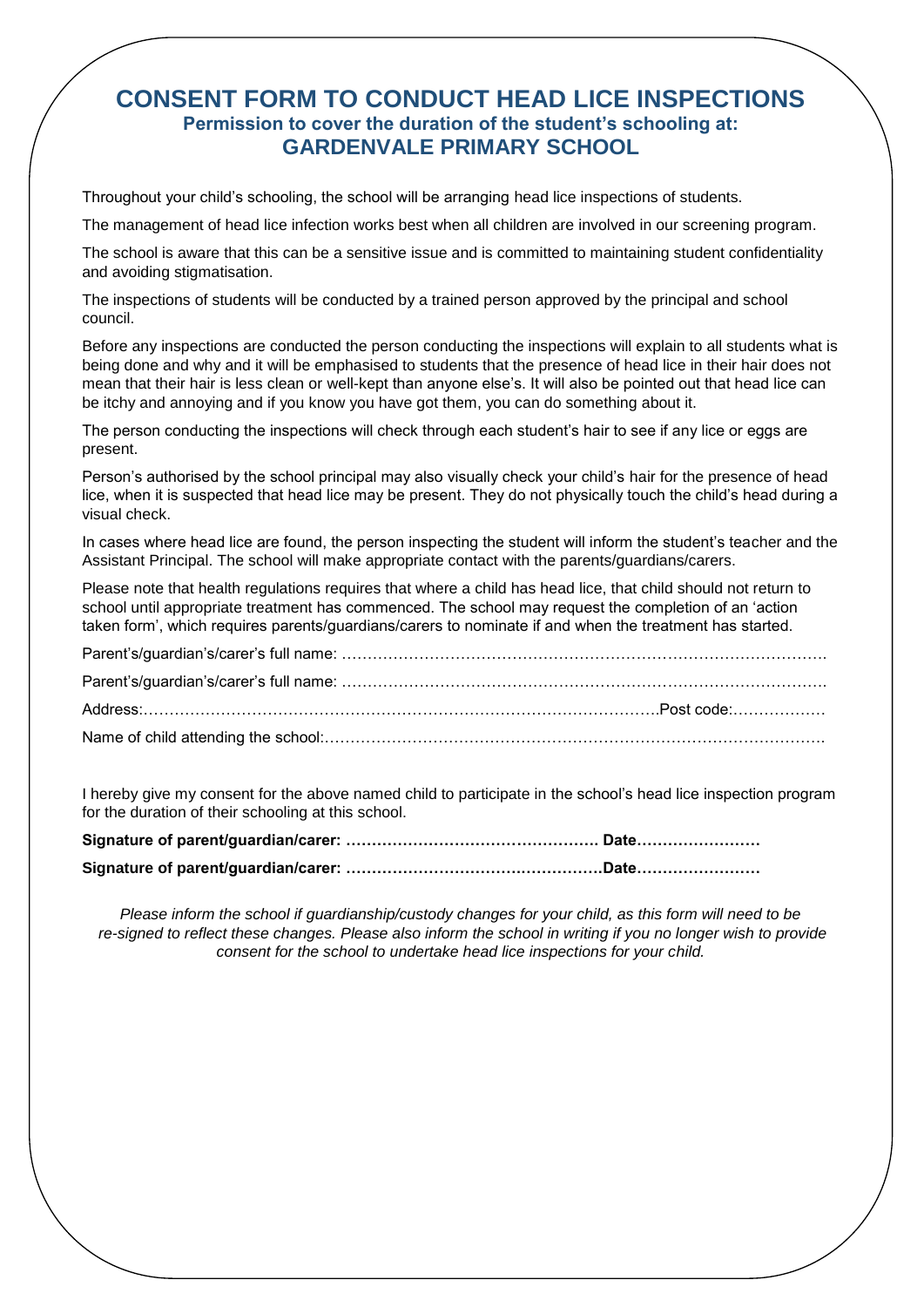# CONSENT FORM TO CONDUCT HEAD LICE INSPECTIONS

## Permission to cover the duration of the student's schooling at:

## GARDENVALE PRIMARY SCHOOL

Throughout your child's schooling, the school will be arranging head lice inspections of students.

The management of head lice infection works best when all children are involved in our screening program.

The school is aware that this can be a sensitive issue and is committed to maintaining student confidentiality and avoiding stigmatisation.

The inspections of students will be conducted by a trained person approved by the principal and school council.

Before any inspections are conducted the person conducting the inspections will explain to all students what is being done and why and it will be emphasised to students that the presence of head lice in their hair does not mean that their hair is less clean or well-kept than anyone else's. It will also be pointed out that head lice can be itchy and annoying and if you know you have got them, you can do something about it.

The person conducting the inspections will check through each student's hair to see if any lice or eggs are present.

Person's authorised by the school principal may also visually check your child's hair for the presence of head lice, when it is suspected that head lice may be present. They do not physically touch the child's head during a visual check.

In cases where head lice are found, the person inspecting the student will inform the student's teacher and the Assistant Principal. The school will make appropriate contact with the parents/guardians/carers.

Please note that health regulations requires that where a child has head lice, that child should not return to school until appropriate treatment has commenced. The school may request the completion of an 'action taken form', which requires parents/guardians/carers to nominate if and when the treatment has started.

Parent's/guardian's/carer's full name: …………………………………………………………………………………

Parent's/guardian's/carer's full name: …………………………………………………………………………………

Address:……………………………………………………………………………………………Post code:………………

Name of child attending the school:……………………………………………………………………………………

I hereby give my consent for the above named child to participate in the school's head lice inspection program for the duration of their schooling at this school.

**Signature of parent/guardian/carer: …………………………………………. Date……………………**

**Signature of parent/guardian/carer: ………………………………………….Date……………………**

*Please inform the school if guardianship/custody changes for your child, as this form will need to be re-signed to reflect these changes. Please also inform the school in writing if you no longer wish to provide consent for the school to undertake head lice inspections for your child.*